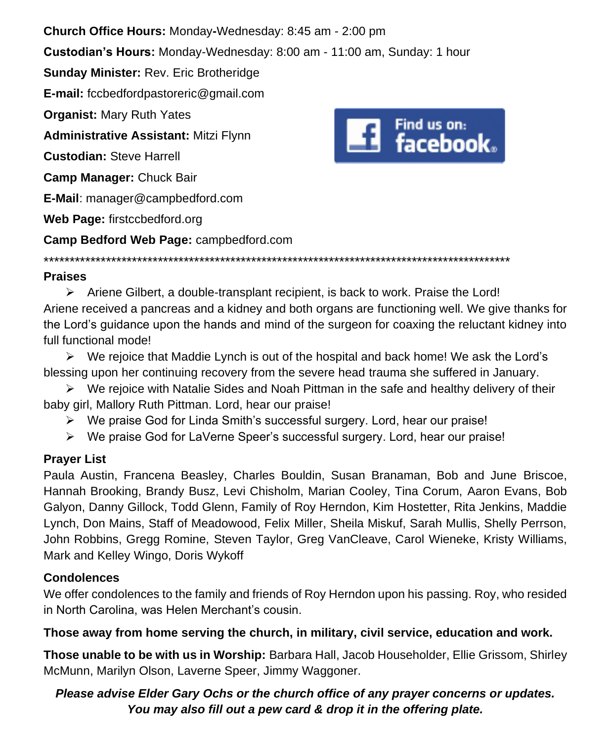**Church Office Hours:** Monday-Wednesday: 8:45 am - 2:00 pm

**Custodian's Hours:** Monday-Wednesday: 8:00 am - 11:00 am, Sunday: 1 hour

**Sunday Minister:** Rev. Eric Brotheridge

**E-mail:** fccbedfordpastoreric@gmail.com

**Organist:** Mary Ruth Yates

**Administrative Assistant:** Mitzi Flynn

**Custodian:** Steve Harrell

**Camp Manager:** Chuck Bair

**E-Mail**: manager@campbedford.com

**Web Page:** firstccbedford.org

**Camp Bedford Web Page:** campbedford.com

Find us on: facebook

*********************************************************************************************

**Praises**

- Ariene Gilbert, a double-transplant recipient, is back to work. Praise the Lord! Ariene received a pancreas and a kidney and both organs are functioning well. We give thanks for the Lord's guidance upon the hands and mind of the surgeon for coaxing the reluctant kidney into full functional mode!
- We rejoice that Maddie Lynch is out of the hospital and back home! We ask the Lord's blessing upon her continuing recovery from the severe head trauma she suffered in January.
- We rejoice with Natalie Sides and Noah Pittman in the safe and healthy delivery of their baby girl, Mallory Ruth Pittman. Lord, hear our praise!
- We praise God for Linda Smith's successful surgery. Lord, hear our praise!
- We praise God for LaVerne Speer's successful surgery. Lord, hear our praise!

**Prayer List**

Paula Austin, Francena Beasley, Charles Bouldin, Susan Branaman, Bob and June Briscoe, Hannah Brooking, Brandy Busz, Levi Chisholm, Marian Cooley, Tina Corum, Aaron Evans, Bob Galyon, Danny Gillock, Todd Glenn, Family of Roy Herndon, Kim Hostetter, Rita Jenkins, Maddie Lynch, Don Mains, Staff of Meadowood, Felix Miller, Sheila Miskuf, Sarah Mullis, Shelly Perrson, John Robbins, Gregg Romine, Steven Taylor, Greg VanCleave, Carol Wieneke, Kristy Williams, Mark and Kelley Wingo, Doris Wykoff

**Condolences**

We offer condolences to the family and friends of Roy Herndon upon his passing. Roy, who resided in North Carolina, was Helen Merchant's cousin.

**Those away from home serving the church, in military, civil service, education and work.**

**Those unable to be with us in Worship:** Barbara Hall, Jacob Householder, Ellie Grissom, Shirley McMunn, Marilyn Olson, Laverne Speer, Jimmy Waggoner.

***Please advise Elder Gary Ochs or the church office of any prayer concerns or updates. You may also fill out a pew card & drop it in the offering plate.***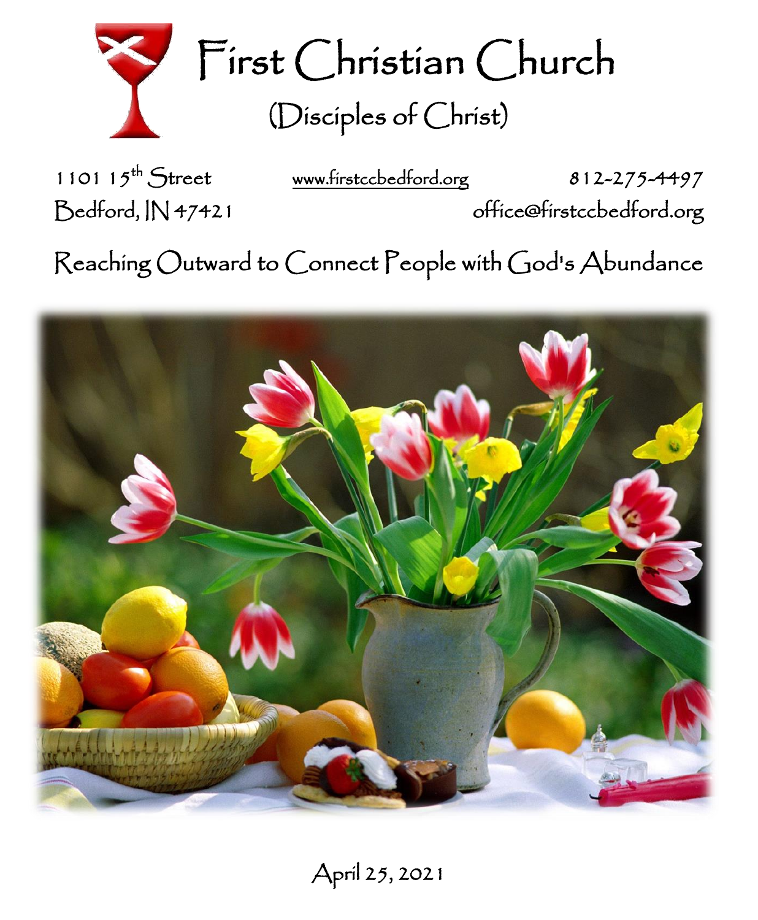# First Christian Church

## (Disciples of Christ)

1101 15th Street
Bedford, IN 47421

www.firstccbedford.org

812-275-4497
office@firstccbedford.org

Reaching Outward to Connect People with God's Abundance

April 25, 2021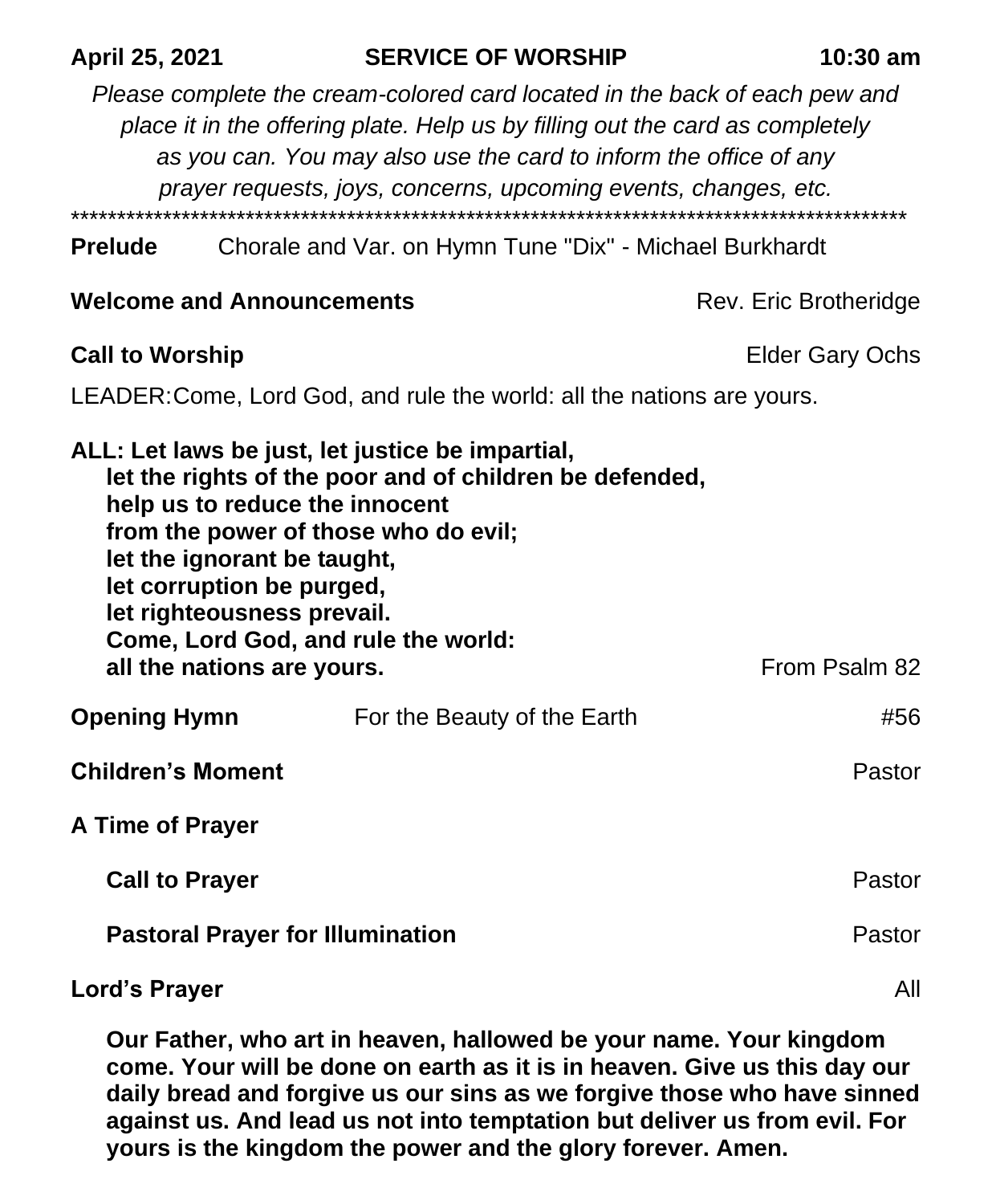**April 25, 2021** **SERVICE OF WORSHIP** **10:30 am**

*Please complete the cream-colored card located in the back of each pew and place it in the offering plate. Help us by filling out the card as completely as you can. You may also use the card to inform the office of any prayer requests, joys, concerns, upcoming events, changes, etc.*

*******************************************************************************************

**Prelude** Chorale and Var. on Hymn Tune "Dix" - Michael Burkhardt

**Welcome and Announcements** Rev. Eric Brotheridge

**Call to Worship** Elder Gary Ochs

LEADER: Come, Lord God, and rule the world: all the nations are yours.

**ALL: Let laws be just, let justice be impartial,**
**let the rights of the poor and of children be defended,**
**help us to reduce the innocent**
**from the power of those who do evil;**
**let the ignorant be taught,**
**let corruption be purged,**
**let righteousness prevail.**
**Come, Lord God, and rule the world:**
**all the nations are yours.** From Psalm 82

**Opening Hymn** For the Beauty of the Earth #56

**Children's Moment** Pastor

**A Time of Prayer**

**Call to Prayer** Pastor

**Pastoral Prayer for Illumination** Pastor

**Lord's Prayer** All

**Our Father, who art in heaven, hallowed be your name. Your kingdom come. Your will be done on earth as it is in heaven. Give us this day our daily bread and forgive us our sins as we forgive those who have sinned against us. And lead us not into temptation but deliver us from evil. For yours is the kingdom the power and the glory forever. Amen.**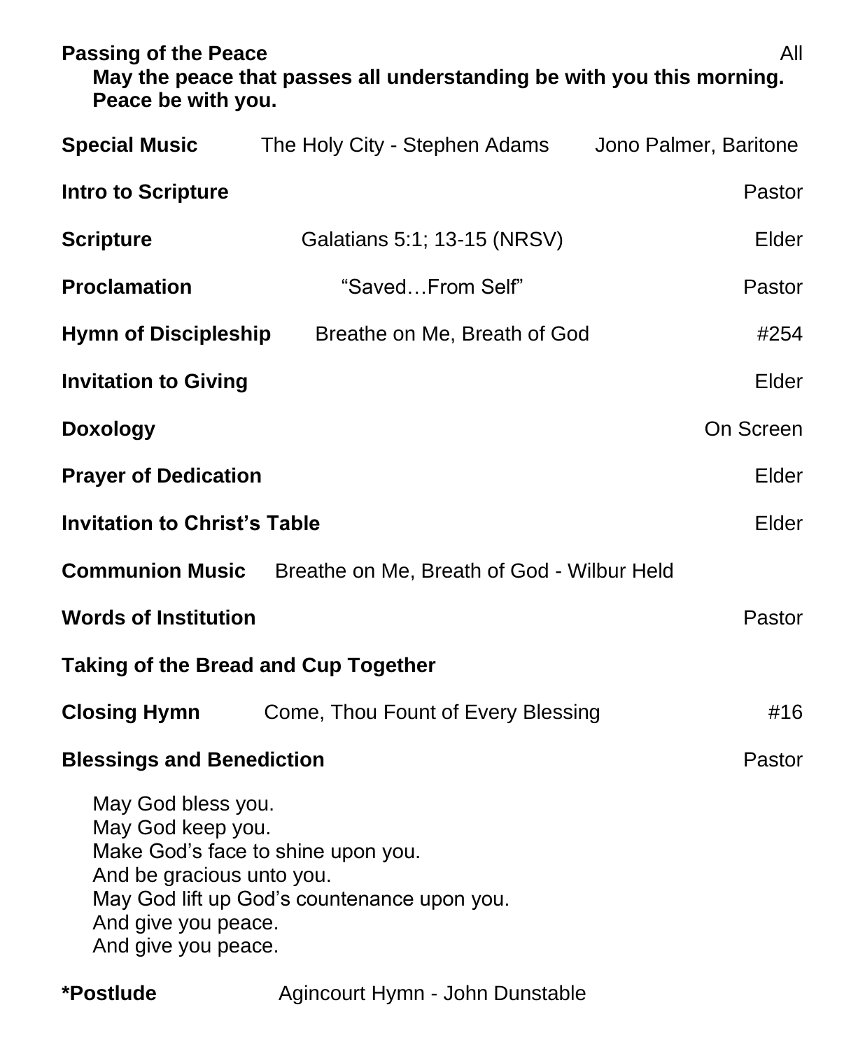**Passing of the Peace** All

**May the peace that passes all understanding be with you this morning. Peace be with you.**

**Special Music** The Holy City - Stephen Adams Jono Palmer, Baritone

**Intro to Scripture** Pastor

**Scripture** Galatians 5:1; 13-15 (NRSV) Elder

**Proclamation** "Saved…From Self" Pastor

**Hymn of Discipleship** Breathe on Me, Breath of God #254

**Invitation to Giving** Elder

**Doxology** On Screen

**Prayer of Dedication** Elder

**Invitation to Christ's Table** Elder

**Communion Music** Breathe on Me, Breath of God - Wilbur Held

**Words of Institution** Pastor

**Taking of the Bread and Cup Together**

**Closing Hymn** Come, Thou Fount of Every Blessing #16

**Blessings and Benediction** Pastor

May God bless you.
May God keep you.
Make God's face to shine upon you.
And be gracious unto you.
May God lift up God's countenance upon you.
And give you peace.
And give you peace.

***Postlude** Agincourt Hymn - John Dunstable